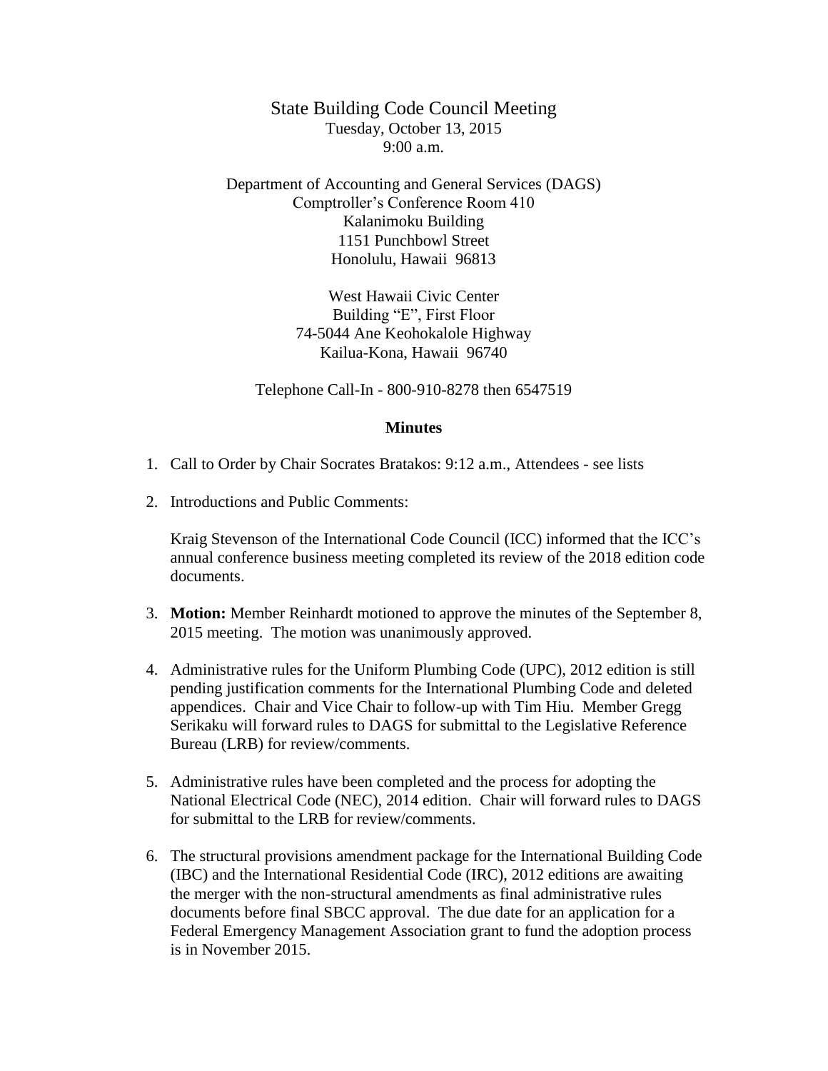# State Building Code Council Meeting

Tuesday, October 13, 2015
9:00 a.m.

Department of Accounting and General Services (DAGS)
Comptroller's Conference Room 410
Kalanimoku Building
1151 Punchbowl Street
Honolulu, Hawaii 96813

West Hawaii Civic Center
Building "E", First Floor
74-5044 Ane Keohokalole Highway
Kailua-Kona, Hawaii 96740

Telephone Call-In - 800-910-8278 then 6547519

## Minutes

1. Call to Order by Chair Socrates Bratakos: 9:12 a.m., Attendees - see lists

2. Introductions and Public Comments:

   Kraig Stevenson of the International Code Council (ICC) informed that the ICC's annual conference business meeting completed its review of the 2018 edition code documents.

3. **Motion:** Member Reinhardt motioned to approve the minutes of the September 8, 2015 meeting. The motion was unanimously approved.

4. Administrative rules for the Uniform Plumbing Code (UPC), 2012 edition is still pending justification comments for the International Plumbing Code and deleted appendices. Chair and Vice Chair to follow-up with Tim Hiu. Member Gregg Serikaku will forward rules to DAGS for submittal to the Legislative Reference Bureau (LRB) for review/comments.

5. Administrative rules have been completed and the process for adopting the National Electrical Code (NEC), 2014 edition. Chair will forward rules to DAGS for submittal to the LRB for review/comments.

6. The structural provisions amendment package for the International Building Code (IBC) and the International Residential Code (IRC), 2012 editions are awaiting the merger with the non-structural amendments as final administrative rules documents before final SBCC approval. The due date for an application for a Federal Emergency Management Association grant to fund the adoption process is in November 2015.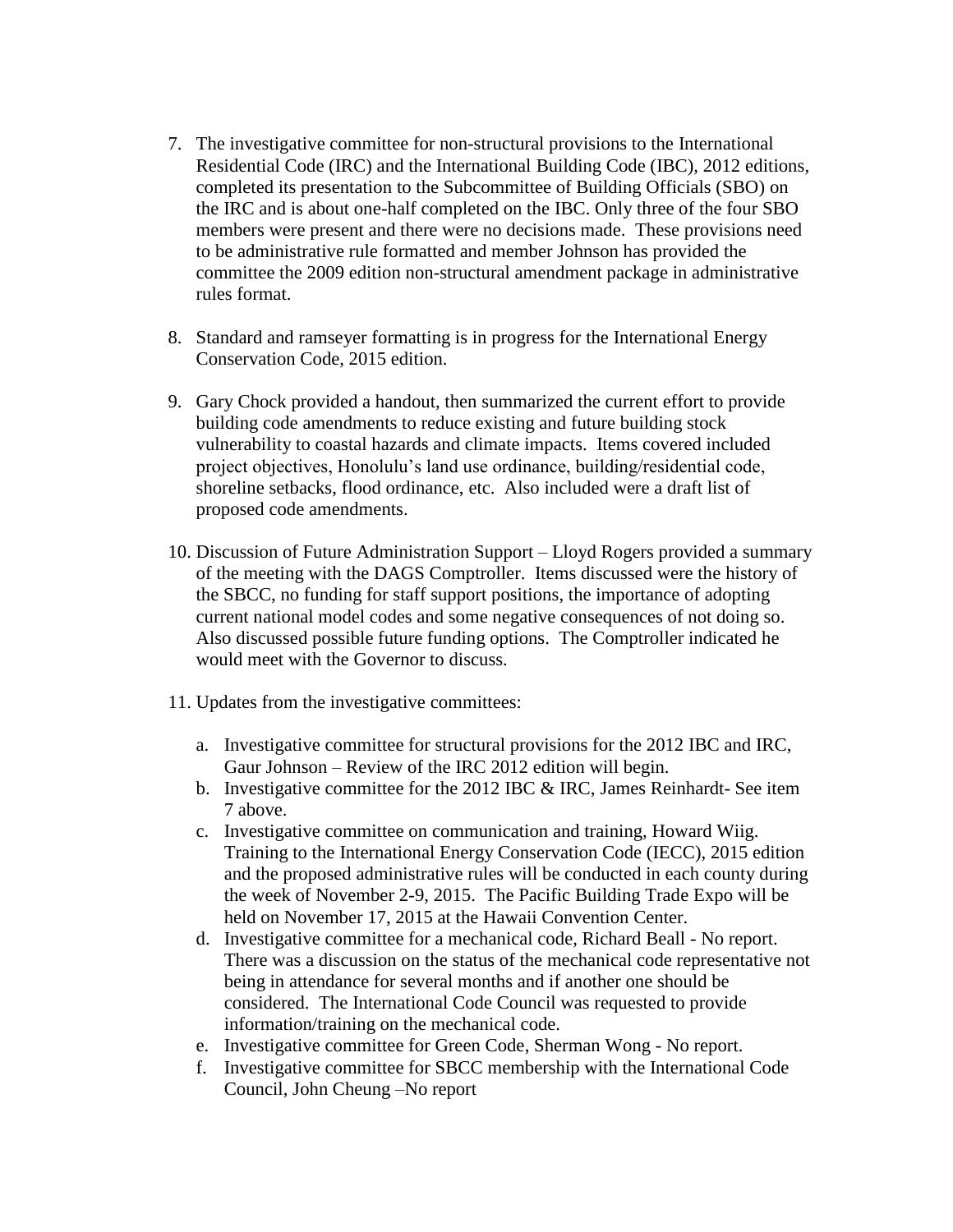7. The investigative committee for non-structural provisions to the International Residential Code (IRC) and the International Building Code (IBC), 2012 editions, completed its presentation to the Subcommittee of Building Officials (SBO) on the IRC and is about one-half completed on the IBC. Only three of the four SBO members were present and there were no decisions made. These provisions need to be administrative rule formatted and member Johnson has provided the committee the 2009 edition non-structural amendment package in administrative rules format.

8. Standard and ramseyer formatting is in progress for the International Energy Conservation Code, 2015 edition.

9. Gary Chock provided a handout, then summarized the current effort to provide building code amendments to reduce existing and future building stock vulnerability to coastal hazards and climate impacts. Items covered included project objectives, Honolulu's land use ordinance, building/residential code, shoreline setbacks, flood ordinance, etc. Also included were a draft list of proposed code amendments.

10. Discussion of Future Administration Support – Lloyd Rogers provided a summary of the meeting with the DAGS Comptroller. Items discussed were the history of the SBCC, no funding for staff support positions, the importance of adopting current national model codes and some negative consequences of not doing so. Also discussed possible future funding options. The Comptroller indicated he would meet with the Governor to discuss.

11. Updates from the investigative committees:

    a. Investigative committee for structural provisions for the 2012 IBC and IRC, Gaur Johnson – Review of the IRC 2012 edition will begin.
    b. Investigative committee for the 2012 IBC & IRC, James Reinhardt- See item 7 above.
    c. Investigative committee on communication and training, Howard Wiig. Training to the International Energy Conservation Code (IECC), 2015 edition and the proposed administrative rules will be conducted in each county during the week of November 2-9, 2015. The Pacific Building Trade Expo will be held on November 17, 2015 at the Hawaii Convention Center.
    d. Investigative committee for a mechanical code, Richard Beall - No report. There was a discussion on the status of the mechanical code representative not being in attendance for several months and if another one should be considered. The International Code Council was requested to provide information/training on the mechanical code.
    e. Investigative committee for Green Code, Sherman Wong - No report.
    f. Investigative committee for SBCC membership with the International Code Council, John Cheung –No report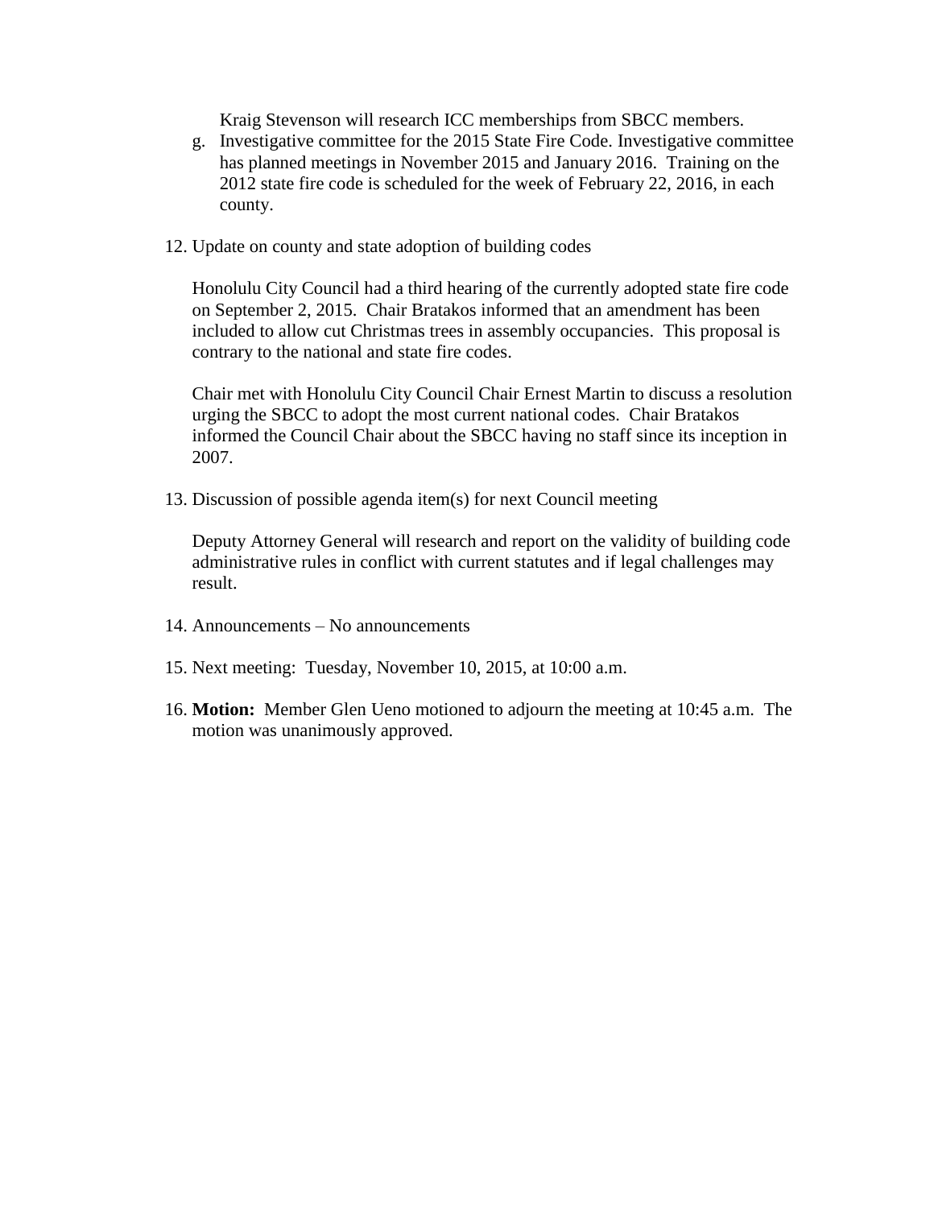Kraig Stevenson will research ICC memberships from SBCC members.

g. Investigative committee for the 2015 State Fire Code. Investigative committee has planned meetings in November 2015 and January 2016. Training on the 2012 state fire code is scheduled for the week of February 22, 2016, in each county.

12. Update on county and state adoption of building codes

    Honolulu City Council had a third hearing of the currently adopted state fire code on September 2, 2015. Chair Bratakos informed that an amendment has been included to allow cut Christmas trees in assembly occupancies. This proposal is contrary to the national and state fire codes.

    Chair met with Honolulu City Council Chair Ernest Martin to discuss a resolution urging the SBCC to adopt the most current national codes. Chair Bratakos informed the Council Chair about the SBCC having no staff since its inception in 2007.

13. Discussion of possible agenda item(s) for next Council meeting

    Deputy Attorney General will research and report on the validity of building code administrative rules in conflict with current statutes and if legal challenges may result.

14. Announcements – No announcements

15. Next meeting: Tuesday, November 10, 2015, at 10:00 a.m.

16. **Motion:** Member Glen Ueno motioned to adjourn the meeting at 10:45 a.m. The motion was unanimously approved.